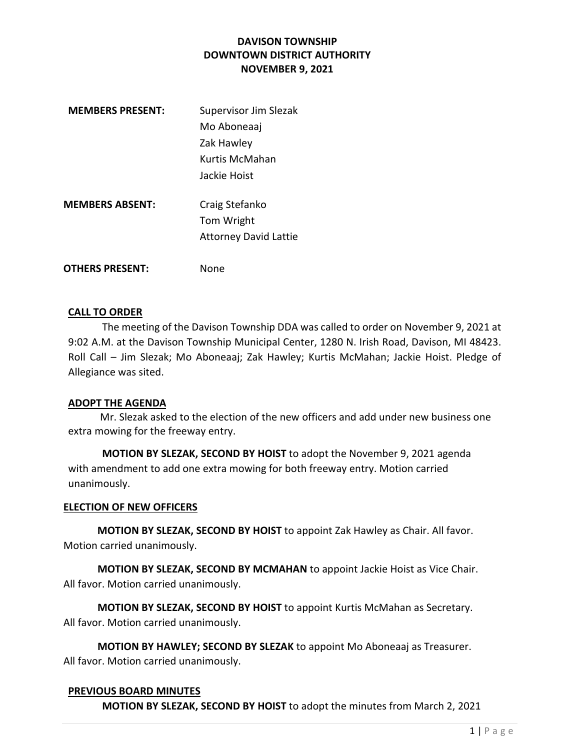**DAVISON TOWNSHIP**
**DOWNTOWN DISTRICT AUTHORITY**
**NOVEMBER 9, 2021**

**MEMBERS PRESENT:** Supervisor Jim Slezak
Mo Aboneaaj
Zak Hawley
Kurtis McMahan
Jackie Hoist

**MEMBERS ABSENT:** Craig Stefanko
Tom Wright
Attorney David Lattie

**OTHERS PRESENT:** None

## CALL TO ORDER

The meeting of the Davison Township DDA was called to order on November 9, 2021 at 9:02 A.M. at the Davison Township Municipal Center, 1280 N. Irish Road, Davison, MI 48423. Roll Call – Jim Slezak; Mo Aboneaaj; Zak Hawley; Kurtis McMahan; Jackie Hoist. Pledge of Allegiance was sited.

## ADOPT THE AGENDA

Mr. Slezak asked to the election of the new officers and add under new business one extra mowing for the freeway entry.

**MOTION BY SLEZAK, SECOND BY HOIST** to adopt the November 9, 2021 agenda with amendment to add one extra mowing for both freeway entry. Motion carried unanimously.

## ELECTION OF NEW OFFICERS

**MOTION BY SLEZAK, SECOND BY HOIST** to appoint Zak Hawley as Chair. All favor. Motion carried unanimously.

**MOTION BY SLEZAK, SECOND BY MCMAHAN** to appoint Jackie Hoist as Vice Chair. All favor. Motion carried unanimously.

**MOTION BY SLEZAK, SECOND BY HOIST** to appoint Kurtis McMahan as Secretary. All favor. Motion carried unanimously.

**MOTION BY HAWLEY; SECOND BY SLEZAK** to appoint Mo Aboneaaj as Treasurer. All favor. Motion carried unanimously.

## PREVIOUS BOARD MINUTES

**MOTION BY SLEZAK, SECOND BY HOIST** to adopt the minutes from March 2, 2021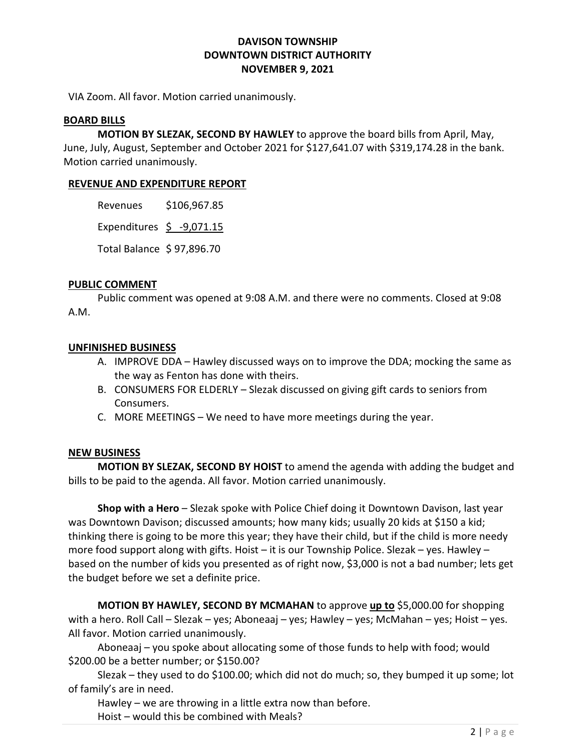VIA Zoom. All favor. Motion carried unanimously.

## BOARD BILLS

**MOTION BY SLEZAK, SECOND BY HAWLEY** to approve the board bills from April, May, June, July, August, September and October 2021 for $127,641.07 with $319,174.28 in the bank. Motion carried unanimously.

## REVENUE AND EXPENDITURE REPORT

| | |
|---|---|
| Revenues | $106,967.85 |
| Expenditures | $ -9,071.15 |
| Total Balance | $ 97,896.70 |

## PUBLIC COMMENT

Public comment was opened at 9:08 A.M. and there were no comments. Closed at 9:08 A.M.

## UNFINISHED BUSINESS

A. IMPROVE DDA – Hawley discussed ways on to improve the DDA; mocking the same as the way as Fenton has done with theirs.
B. CONSUMERS FOR ELDERLY – Slezak discussed on giving gift cards to seniors from Consumers.
C. MORE MEETINGS – We need to have more meetings during the year.

## NEW BUSINESS

**MOTION BY SLEZAK, SECOND BY HOIST** to amend the agenda with adding the budget and bills to be paid to the agenda. All favor. Motion carried unanimously.

**Shop with a Hero** – Slezak spoke with Police Chief doing it Downtown Davison, last year was Downtown Davison; discussed amounts; how many kids; usually 20 kids at $150 a kid; thinking there is going to be more this year; they have their child, but if the child is more needy more food support along with gifts. Hoist – it is our Township Police. Slezak – yes. Hawley – based on the number of kids you presented as of right now, $3,000 is not a bad number; lets get the budget before we set a definite price.

**MOTION BY HAWLEY, SECOND BY MCMAHAN** to approve **up to** $5,000.00 for shopping with a hero. Roll Call – Slezak – yes; Aboneaaj – yes; Hawley – yes; McMahan – yes; Hoist – yes. All favor. Motion carried unanimously.

Aboneaaj – you spoke about allocating some of those funds to help with food; would $200.00 be a better number; or $150.00?

Slezak – they used to do $100.00; which did not do much; so, they bumped it up some; lot of family's are in need.

Hawley – we are throwing in a little extra now than before.

Hoist – would this be combined with Meals?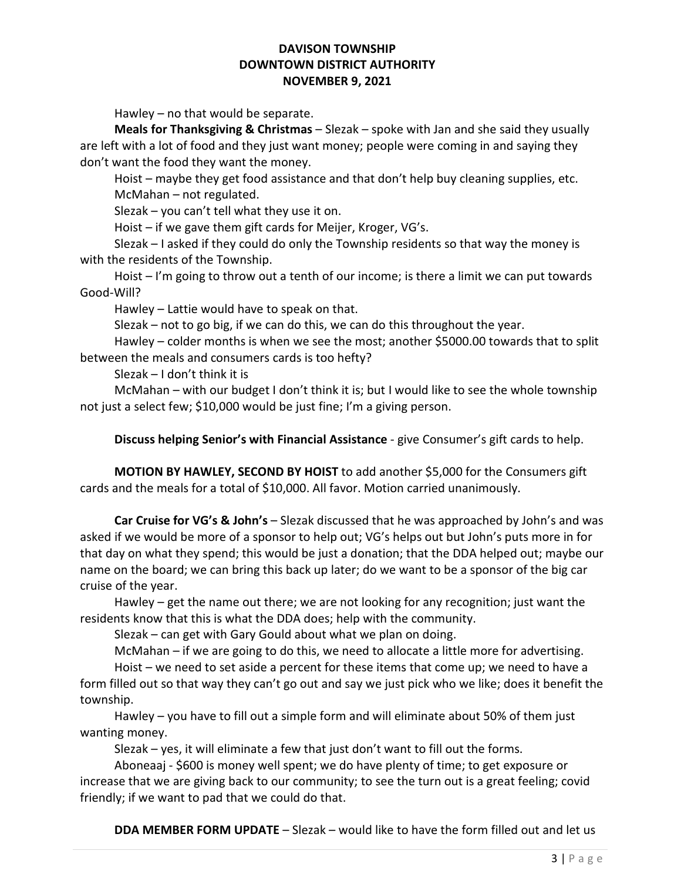Hawley – no that would be separate.

**Meals for Thanksgiving & Christmas** – Slezak – spoke with Jan and she said they usually are left with a lot of food and they just want money; people were coming in and saying they don't want the food they want the money.

Hoist – maybe they get food assistance and that don't help buy cleaning supplies, etc.

McMahan – not regulated.

Slezak – you can't tell what they use it on.

Hoist – if we gave them gift cards for Meijer, Kroger, VG's.

Slezak – I asked if they could do only the Township residents so that way the money is with the residents of the Township.

Hoist – I'm going to throw out a tenth of our income; is there a limit we can put towards Good-Will?

Hawley – Lattie would have to speak on that.

Slezak – not to go big, if we can do this, we can do this throughout the year.

Hawley – colder months is when we see the most; another $5000.00 towards that to split between the meals and consumers cards is too hefty?

Slezak – I don't think it is

McMahan – with our budget I don't think it is; but I would like to see the whole township not just a select few; $10,000 would be just fine; I'm a giving person.

**Discuss helping Senior's with Financial Assistance** - give Consumer's gift cards to help.

**MOTION BY HAWLEY, SECOND BY HOIST** to add another $5,000 for the Consumers gift cards and the meals for a total of $10,000. All favor. Motion carried unanimously.

**Car Cruise for VG's & John's** – Slezak discussed that he was approached by John's and was asked if we would be more of a sponsor to help out; VG's helps out but John's puts more in for that day on what they spend; this would be just a donation; that the DDA helped out; maybe our name on the board; we can bring this back up later; do we want to be a sponsor of the big car cruise of the year.

Hawley – get the name out there; we are not looking for any recognition; just want the residents know that this is what the DDA does; help with the community.

Slezak – can get with Gary Gould about what we plan on doing.

McMahan – if we are going to do this, we need to allocate a little more for advertising.

Hoist – we need to set aside a percent for these items that come up; we need to have a form filled out so that way they can't go out and say we just pick who we like; does it benefit the township.

Hawley – you have to fill out a simple form and will eliminate about 50% of them just wanting money.

Slezak – yes, it will eliminate a few that just don't want to fill out the forms.

Aboneaaj - $600 is money well spent; we do have plenty of time; to get exposure or increase that we are giving back to our community; to see the turn out is a great feeling; covid friendly; if we want to pad that we could do that.

**DDA MEMBER FORM UPDATE** – Slezak – would like to have the form filled out and let us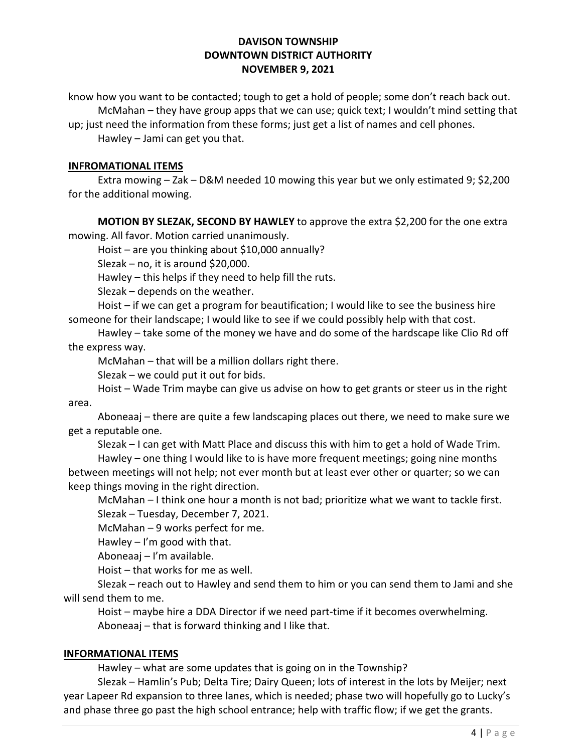know how you want to be contacted; tough to get a hold of people; some don't reach back out.

McMahan – they have group apps that we can use; quick text; I wouldn't mind setting that up; just need the information from these forms; just get a list of names and cell phones.

Hawley – Jami can get you that.

**INFROMATIONAL ITEMS**

Extra mowing – Zak – D&M needed 10 mowing this year but we only estimated 9; $2,200 for the additional mowing.

**MOTION BY SLEZAK, SECOND BY HAWLEY** to approve the extra $2,200 for the one extra mowing. All favor. Motion carried unanimously.

Hoist – are you thinking about $10,000 annually?

Slezak – no, it is around $20,000.

Hawley – this helps if they need to help fill the ruts.

Slezak – depends on the weather.

Hoist – if we can get a program for beautification; I would like to see the business hire someone for their landscape; I would like to see if we could possibly help with that cost.

Hawley – take some of the money we have and do some of the hardscape like Clio Rd off the express way.

McMahan – that will be a million dollars right there.

Slezak – we could put it out for bids.

Hoist – Wade Trim maybe can give us advise on how to get grants or steer us in the right area.

Aboneaaj – there are quite a few landscaping places out there, we need to make sure we get a reputable one.

Slezak – I can get with Matt Place and discuss this with him to get a hold of Wade Trim.

Hawley – one thing I would like to is have more frequent meetings; going nine months between meetings will not help; not ever month but at least ever other or quarter; so we can keep things moving in the right direction.

McMahan – I think one hour a month is not bad; prioritize what we want to tackle first.

Slezak – Tuesday, December 7, 2021.

McMahan – 9 works perfect for me.

Hawley – I'm good with that.

Aboneaaj – I'm available.

Hoist – that works for me as well.

Slezak – reach out to Hawley and send them to him or you can send them to Jami and she will send them to me.

Hoist – maybe hire a DDA Director if we need part-time if it becomes overwhelming.

Aboneaaj – that is forward thinking and I like that.

**INFORMATIONAL ITEMS**

Hawley – what are some updates that is going on in the Township?

Slezak – Hamlin's Pub; Delta Tire; Dairy Queen; lots of interest in the lots by Meijer; next year Lapeer Rd expansion to three lanes, which is needed; phase two will hopefully go to Lucky's and phase three go past the high school entrance; help with traffic flow; if we get the grants.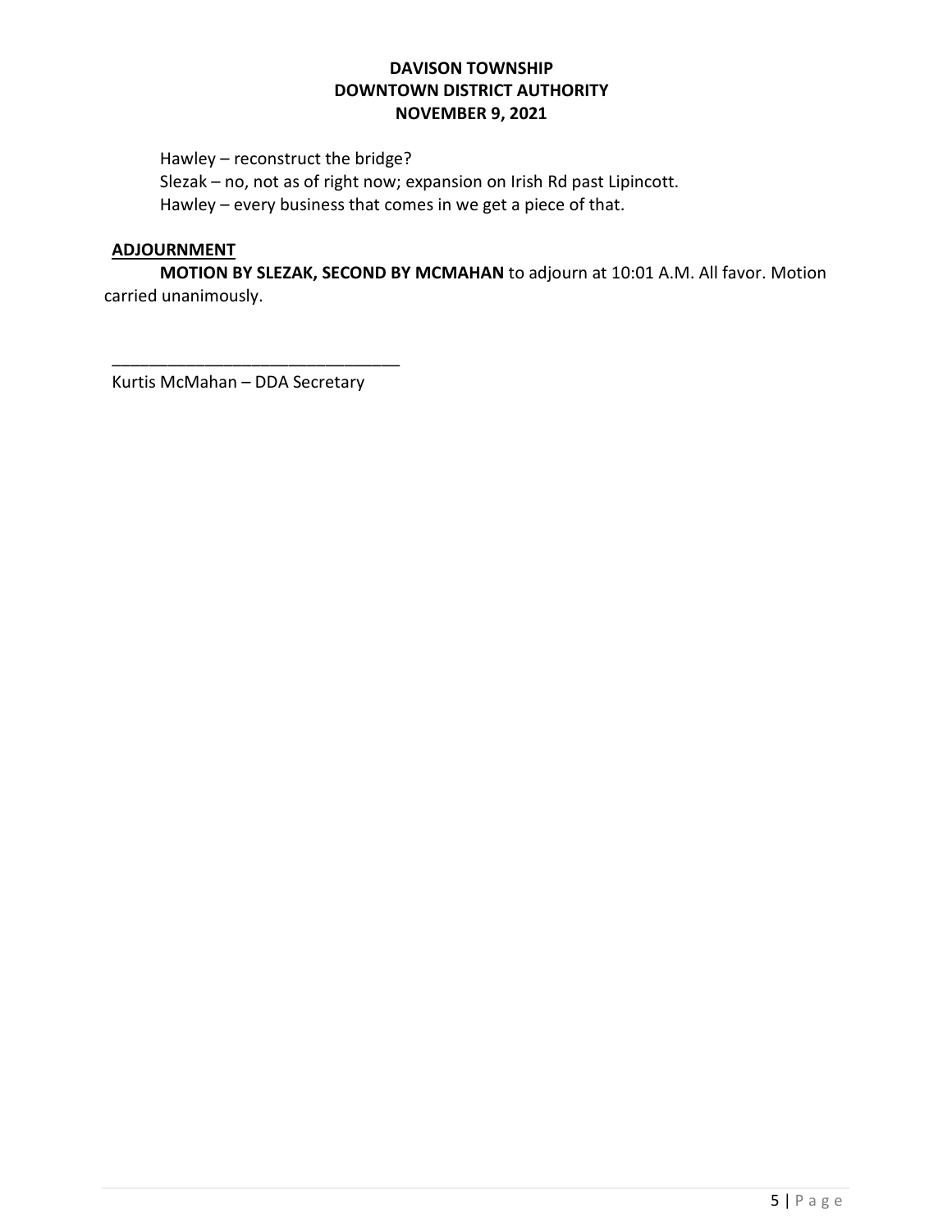Hawley – reconstruct the bridge?

Slezak – no, not as of right now; expansion on Irish Rd past Lipincott.

Hawley – every business that comes in we get a piece of that.

**ADJOURNMENT**

**MOTION BY SLEZAK, SECOND BY MCMAHAN** to adjourn at 10:01 A.M. All favor. Motion carried unanimously.

\_\_\_\_\_\_\_\_\_\_\_\_\_\_\_\_\_\_\_\_\_\_\_\_\_\_\_\_\_\_

Kurtis McMahan – DDA Secretary